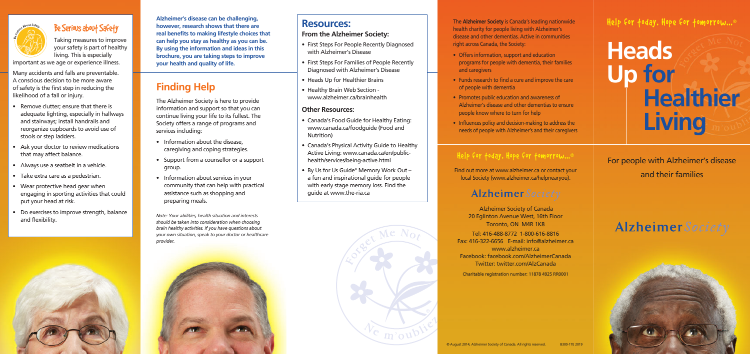## Be Serious about Safety

Taking measures to improve your safety is part of healthy living. This is especially important as we age or experience illness.

Many accidents and falls are preventable. A conscious decision to be more aware of safety is the first step in reducing the likelihood of a fall or injury.

- Remove clutter; ensure that there is adequate lighting, especially in hallways and stairways; install handrails and reorganize cupboards to avoid use of stools or step ladders.
- Ask your doctor to review medications that may affect balance.
- Always use a seatbelt in a vehicle.
- Take extra care as a pedestrian.
- Wear protective head gear when engaging in sporting activities that could put your head at risk.
- Do exercises to improve strength, balance and flexibility.

**Alzheimer's disease can be challenging, however, research shows that there are real benefits to making lifestyle choices that can help you stay as healthy as you can be. By using the information and ideas in this brochure, you are taking steps to improve your health and quality of life.**

## Finding Help

The Alzheimer Society is here to provide information and support so that you can continue living your life to its fullest. The Society offers a range of programs and services including:

- Information about the disease, caregiving and coping strategies.
- Support from a counsellor or a support group.
- Information about services in your community that can help with practical assistance such as shopping and preparing meals.

*Note: Your abilities, health situation and interests should be taken into consideration when choosing brain healthy activities. If you have questions about your own situation, speak to your doctor or healthcare provider.*

## Resources:

### From the Alzheimer Society:

- First Steps For People Recently Diagnosed with Alzheimer's Disease
- First Steps For Families of People Recently Diagnosed with Alzheimer's Disease
- Heads Up for Healthier Brains
- Healthy Brain Web Section - www.alzheimer.ca/brainhealth

### Other Resources:

- Canada's Food Guide for Healthy Eating: www.canada.ca/foodguide (Food and Nutrition)
- Canada's Physical Activity Guide to Healthy Active Living: www.canada.ca/en/public-health/services/being-active.html
- By Us for Us Guide® Memory Work Out – a fun and inspirational guide for people with early stage memory loss. Find the guide at www.the-ria.ca

The **Alzheimer Society** is Canada's leading nationwide health charity for people living with Alzheimer's disease and other dementias. Active in communities right across Canada, the Society:

- Offers information, support and education programs for people with dementia, their families and caregivers
- Funds research to find a cure and improve the care of people with dementia
- Promotes public education and awareness of Alzheimer's disease and other dementias to ensure people know where to turn for help
- Influences policy and decision-making to address the needs of people with Alzheimer's and their caregivers

Help for today. Hope for tomorrow...®

Find out more at www.alzheimer.ca or contact your local Society (www.alzheimer.ca/helpnearyou).

**Alzheimer** *Society*

Alzheimer Society of Canada
20 Eglinton Avenue West, 16th Floor
Toronto, ON M4R 1K8

Tel: 416-488-8772 1-800-616-8816
Fax: 416-322-6656 E-mail: info@alzheimer.ca
www.alzheimer.ca
Facebook: facebook.com/AlzheimerCanada
Twitter: twitter.com/AlzCanada

Charitable registration number: 11878 4925 RR0001

© August 2014, Alzheimer Society of Canada. All rights reserved. B300-17E 2019

Help for today. Hope for tomorrow...®

# Heads Up for Healthier Living

For people with Alzheimer's disease and their families

**Alzheimer** *Society*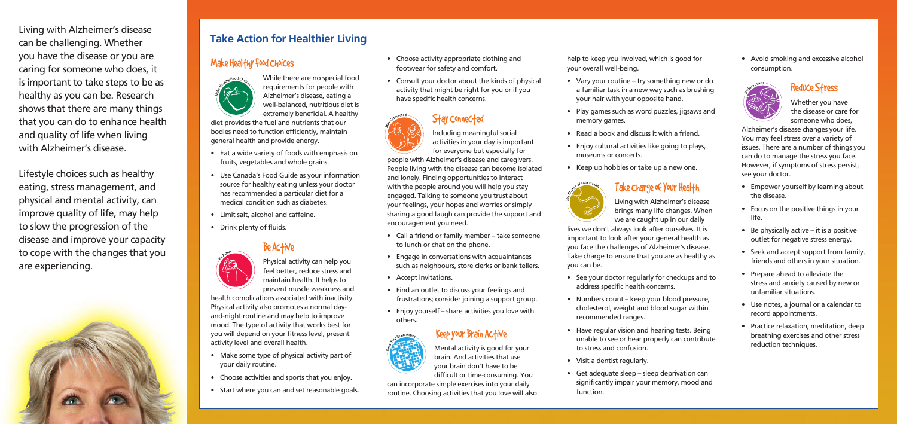Living with Alzheimer's disease can be challenging. Whether you have the disease or you are caring for someone who does, it is important to take steps to be as healthy as you can be. Research shows that there are many things that you can do to enhance health and quality of life when living with Alzheimer's disease.

Lifestyle choices such as healthy eating, stress management, and physical and mental activity, can improve quality of life, may help to slow the progression of the disease and improve your capacity to cope with the changes that you are experiencing.

## Take Action for Healthier Living

### Make Healthy Food Choices

While there are no special food requirements for people with Alzheimer's disease, eating a well-balanced, nutritious diet is extremely beneficial. A healthy diet provides the fuel and nutrients that our bodies need to function efficiently, maintain general health and provide energy.

- Eat a wide variety of foods with emphasis on fruits, vegetables and whole grains.
- Use Canada's Food Guide as your information source for healthy eating unless your doctor has recommended a particular diet for a medical condition such as diabetes.
- Limit salt, alcohol and caffeine.
- Drink plenty of fluids.

### Be Active

Physical activity can help you feel better, reduce stress and maintain health. It helps to prevent muscle weakness and health complications associated with inactivity. Physical activity also promotes a normal day-and-night routine and may help to improve mood. The type of activity that works best for you will depend on your fitness level, present activity level and overall health.

- Make some type of physical activity part of your daily routine.
- Choose activities and sports that you enjoy.
- Start where you can and set reasonable goals.
- Choose activity appropriate clothing and footwear for safety and comfort.
- Consult your doctor about the kinds of physical activity that might be right for you or if you have specific health concerns.

### Stay Connected

Including meaningful social activities in your day is important for everyone but especially for people with Alzheimer's disease and caregivers. People living with the disease can become isolated and lonely. Finding opportunities to interact with the people around you will help you stay engaged. Talking to someone you trust about your feelings, your hopes and worries or simply sharing a good laugh can provide the support and encouragement you need.

- Call a friend or family member – take someone to lunch or chat on the phone.
- Engage in conversations with acquaintances such as neighbours, store clerks or bank tellers.
- Accept invitations.
- Find an outlet to discuss your feelings and frustrations; consider joining a support group.
- Enjoy yourself – share activities you love with others.

### Keep your Brain Active

Mental activity is good for your brain. And activities that use your brain don't have to be difficult or time-consuming. You can incorporate simple exercises into your daily routine. Choosing activities that you love will also help to keep you involved, which is good for your overall well-being.

- Vary your routine – try something new or do a familiar task in a new way such as brushing your hair with your opposite hand.
- Play games such as word puzzles, jigsaws and memory games.
- Read a book and discuss it with a friend.
- Enjoy cultural activities like going to plays, museums or concerts.
- Keep up hobbies or take up a new one.

### Take Charge of Your Health

Living with Alzheimer's disease brings many life changes. When we are caught up in our daily lives we don't always look after ourselves. It is important to look after your general health as you face the challenges of Alzheimer's disease. Take charge to ensure that you are as healthy as you can be.

- See your doctor regularly for checkups and to address specific health concerns.
- Numbers count – keep your blood pressure, cholesterol, weight and blood sugar within recommended ranges.
- Have regular vision and hearing tests. Being unable to see or hear properly can contribute to stress and confusion.
- Visit a dentist regularly.
- Get adequate sleep – sleep deprivation can significantly impair your memory, mood and function.
- Avoid smoking and excessive alcohol consumption.

### Reduce Stress

Whether you have the disease or care for someone who does, Alzheimer's disease changes your life. You may feel stress over a variety of issues. There are a number of things you can do to manage the stress you face. However, if symptoms of stress persist, see your doctor.

- Empower yourself by learning about the disease.
- Focus on the positive things in your life.
- Be physically active – it is a positive outlet for negative stress energy.
- Seek and accept support from family, friends and others in your situation.
- Prepare ahead to alleviate the stress and anxiety caused by new or unfamiliar situations.
- Use notes, a journal or a calendar to record appointments.
- Practice relaxation, meditation, deep breathing exercises and other stress reduction techniques.